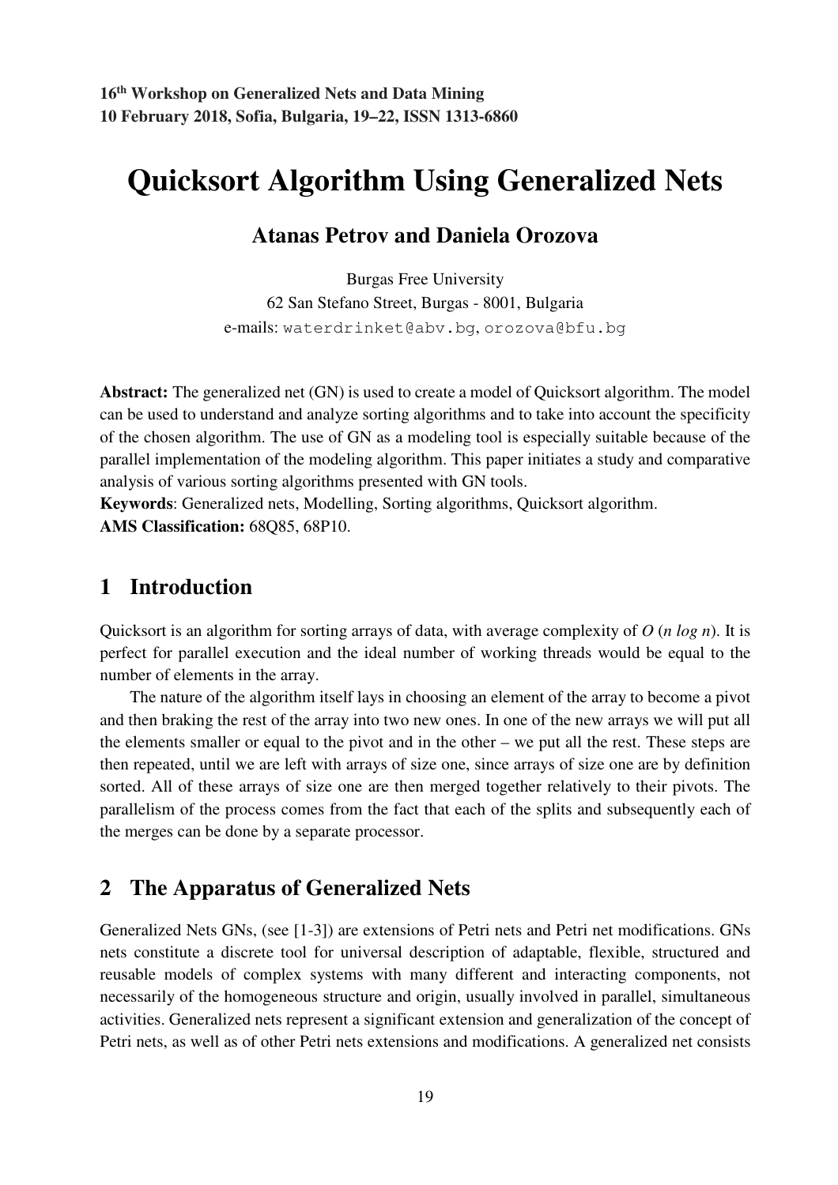# Quicksort Algorithm Using Generalized Nets

## Atanas Petrov and Daniela Orozova

Burgas Free University
62 San Stefano Street, Burgas - 8001, Bulgaria
e-mails: waterdrinket@abv.bg, orozova@bfu.bg

**Abstract:** The generalized net (GN) is used to create a model of Quicksort algorithm. The model can be used to understand and analyze sorting algorithms and to take into account the specificity of the chosen algorithm. The use of GN as a modeling tool is especially suitable because of the parallel implementation of the modeling algorithm. This paper initiates a study and comparative analysis of various sorting algorithms presented with GN tools.
**Keywords**: Generalized nets, Modelling, Sorting algorithms, Quicksort algorithm.
**AMS Classification:** 68Q85, 68P10.

## 1 Introduction

Quicksort is an algorithm for sorting arrays of data, with average complexity of *O* (*n log n*). It is perfect for parallel execution and the ideal number of working threads would be equal to the number of elements in the array.

The nature of the algorithm itself lays in choosing an element of the array to become a pivot and then braking the rest of the array into two new ones. In one of the new arrays we will put all the elements smaller or equal to the pivot and in the other – we put all the rest. These steps are then repeated, until we are left with arrays of size one, since arrays of size one are by definition sorted. All of these arrays of size one are then merged together relatively to their pivots. The parallelism of the process comes from the fact that each of the splits and subsequently each of the merges can be done by a separate processor.

## 2 The Apparatus of Generalized Nets

Generalized Nets GNs, (see [1-3]) are extensions of Petri nets and Petri net modifications. GNs nets constitute a discrete tool for universal description of adaptable, flexible, structured and reusable models of complex systems with many different and interacting components, not necessarily of the homogeneous structure and origin, usually involved in parallel, simultaneous activities. Generalized nets represent a significant extension and generalization of the concept of Petri nets, as well as of other Petri nets extensions and modifications. A generalized net consists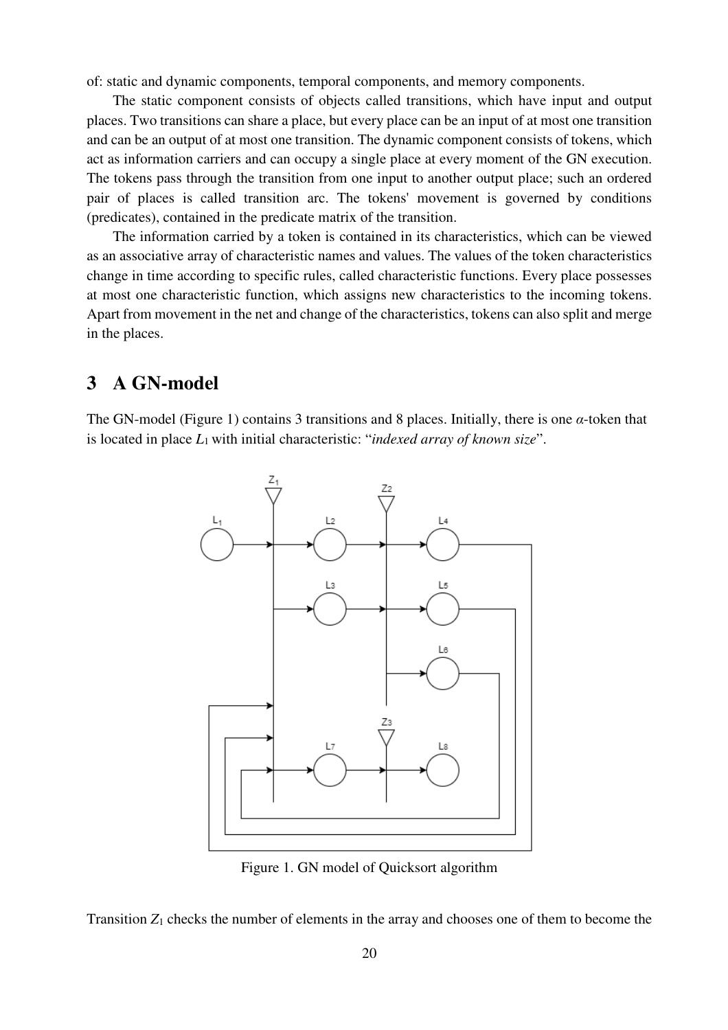of: static and dynamic components, temporal components, and memory components.

The static component consists of objects called transitions, which have input and output places. Two transitions can share a place, but every place can be an input of at most one transition and can be an output of at most one transition. The dynamic component consists of tokens, which act as information carriers and can occupy a single place at every moment of the GN execution. The tokens pass through the transition from one input to another output place; such an ordered pair of places is called transition arc. The tokens' movement is governed by conditions (predicates), contained in the predicate matrix of the transition.

The information carried by a token is contained in its characteristics, which can be viewed as an associative array of characteristic names and values. The values of the token characteristics change in time according to specific rules, called characteristic functions. Every place possesses at most one characteristic function, which assigns new characteristics to the incoming tokens. Apart from movement in the net and change of the characteristics, tokens can also split and merge in the places.

## 3 A GN-model

The GN-model (Figure 1) contains 3 transitions and 8 places. Initially, there is one $\alpha$-token that is located in place $L_1$ with initial characteristic: "*indexed array of known size*".

Figure 1. GN model of Quicksort algorithm

Transition $Z_1$ checks the number of elements in the array and chooses one of them to become the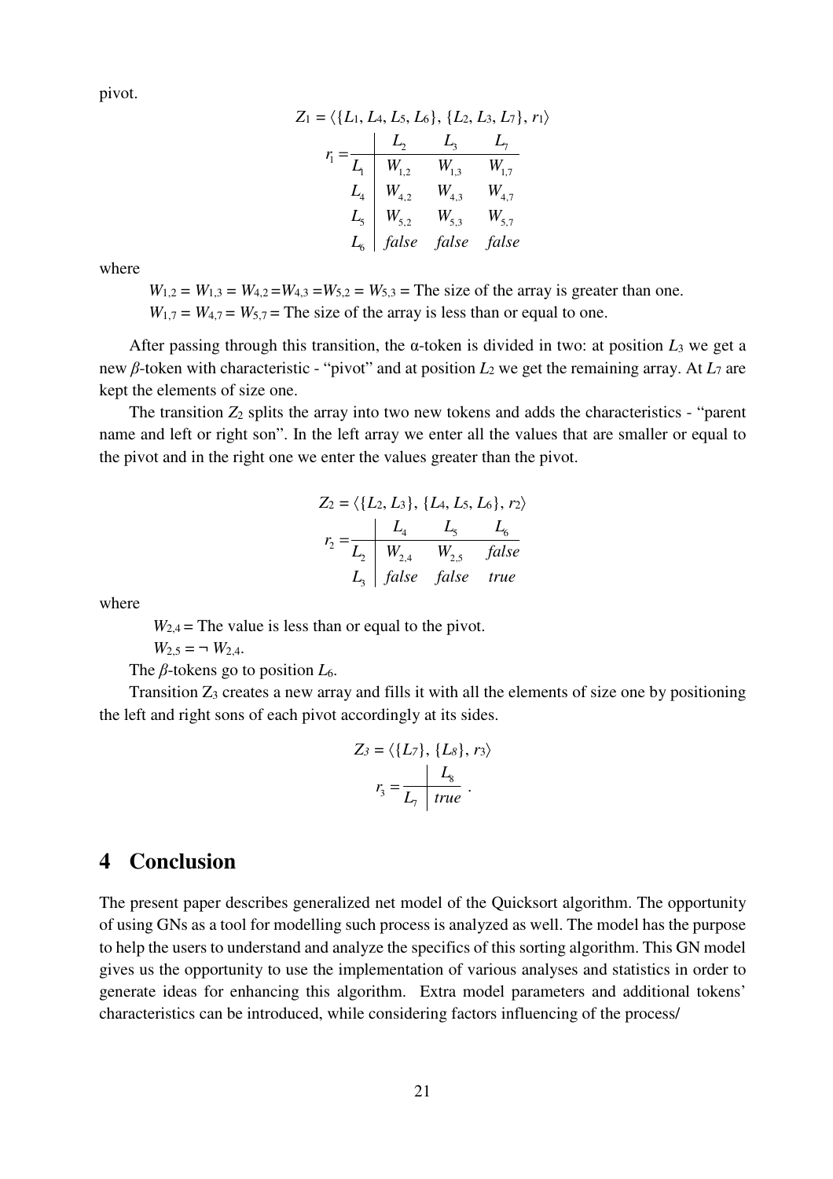pivot.

$$Z_1 = \langle \{L_1, L_4, L_5, L_6\}, \{L_2, L_3, L_7\}, r_1 \rangle$$

$$r_1 = \begin{array}{c|ccc} & L_2 & L_3 & L_7 \\ \hline L_1 & W_{1,2} & W_{1,3} & W_{1,7} \\ L_4 & W_{4,2} & W_{4,3} & W_{4,7} \\ L_5 & W_{5,2} & W_{5,3} & W_{5,7} \\ L_6 & false & false & false \end{array}$$

where

$W_{1,2} = W_{1,3} = W_{4,2} = W_{4,3} = W_{5,2} = W_{5,3}$ = The size of the array is greater than one.
$W_{1,7} = W_{4,7} = W_{5,7}$ = The size of the array is less than or equal to one.

After passing through this transition, the α-token is divided in two: at position $L_3$ we get a new $\beta$-token with characteristic - "pivot" and at position $L_2$ we get the remaining array. At $L_7$ are kept the elements of size one.

The transition $Z_2$ splits the array into two new tokens and adds the characteristics - "parent name and left or right son". In the left array we enter all the values that are smaller or equal to the pivot and in the right one we enter the values greater than the pivot.

$$Z_2 = \langle \{L_2, L_3\}, \{L_4, L_5, L_6\}, r_2 \rangle$$

$$r_2 = \begin{array}{c|ccc} & L_4 & L_5 & L_6 \\ \hline L_2 & W_{2,4} & W_{2,5} & false \\ L_3 & false & false & true \end{array}$$

where

$W_{2,4}$ = The value is less than or equal to the pivot.
$W_{2,5} = \neg W_{2,4}$.

The $\beta$-tokens go to position $L_6$.

Transition $Z_3$ creates a new array and fills it with all the elements of size one by positioning the left and right sons of each pivot accordingly at its sides.

$$Z_3 = \langle \{L_7\}, \{L_8\}, r_3 \rangle$$

$$r_3 = \begin{array}{c|c} & L_8 \\ \hline L_7 & true \end{array} .$$

## 4 Conclusion

The present paper describes generalized net model of the Quicksort algorithm. The opportunity of using GNs as a tool for modelling such process is analyzed as well. The model has the purpose to help the users to understand and analyze the specifics of this sorting algorithm. This GN model gives us the opportunity to use the implementation of various analyses and statistics in order to generate ideas for enhancing this algorithm. Extra model parameters and additional tokens' characteristics can be introduced, while considering factors influencing of the process/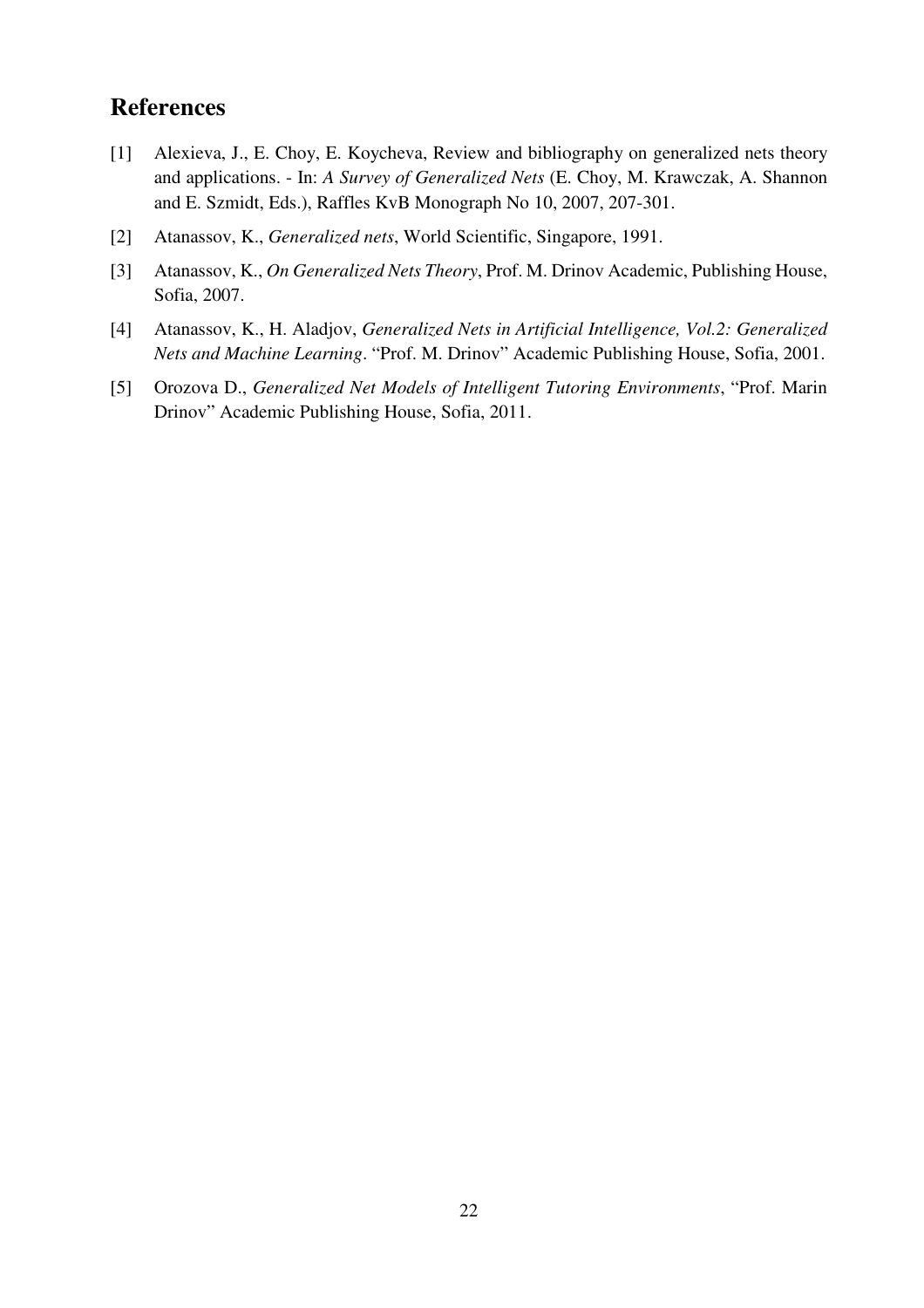## References

[1] Alexieva, J., E. Choy, E. Koycheva, Review and bibliography on generalized nets theory and applications. - In: *A Survey of Generalized Nets* (E. Choy, M. Krawczak, A. Shannon and E. Szmidt, Eds.), Raffles KvB Monograph No 10, 2007, 207-301.

[2] Atanassov, K., *Generalized nets*, World Scientific, Singapore, 1991.

[3] Atanassov, K., *On Generalized Nets Theory*, Prof. M. Drinov Academic, Publishing House, Sofia, 2007.

[4] Atanassov, K., H. Aladjov, *Generalized Nets in Artificial Intelligence, Vol.2: Generalized Nets and Machine Learning*. "Prof. M. Drinov" Academic Publishing House, Sofia, 2001.

[5] Orozova D., *Generalized Net Models of Intelligent Tutoring Environments*, "Prof. Marin Drinov" Academic Publishing House, Sofia, 2011.